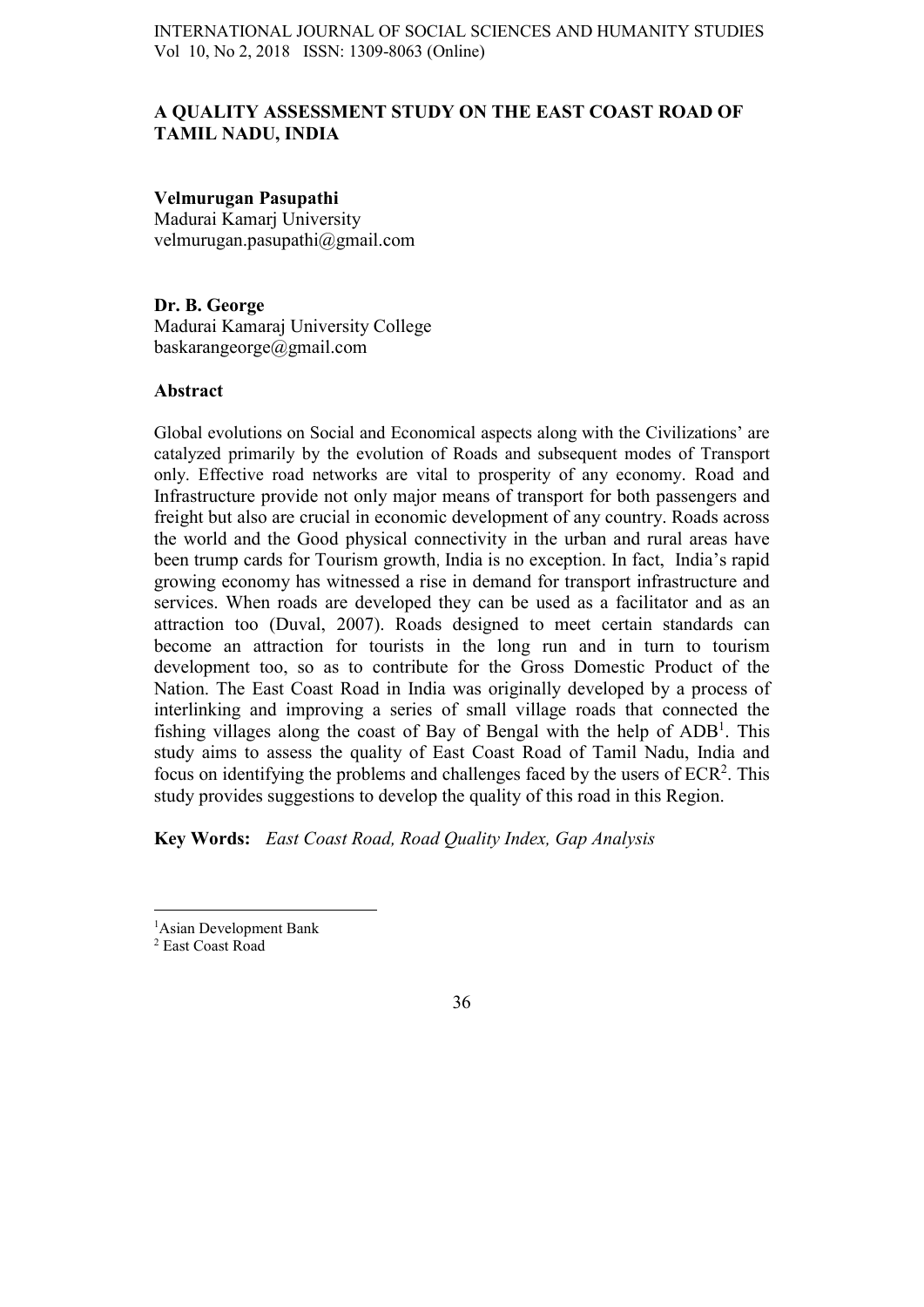# A QUALITY ASSESSMENT STUDY ON THE EAST COAST ROAD OF TAMIL NADU, INDIA

**Velmurugan Pasupathi**
Madurai Kamarj University
velmurugan.pasupathi@gmail.com

**Dr. B. George**
Madurai Kamaraj University College
baskarangeorge@gmail.com

## Abstract

Global evolutions on Social and Economical aspects along with the Civilizations' are catalyzed primarily by the evolution of Roads and subsequent modes of Transport only. Effective road networks are vital to prosperity of any economy. Road and Infrastructure provide not only major means of transport for both passengers and freight but also are crucial in economic development of any country. Roads across the world and the Good physical connectivity in the urban and rural areas have been trump cards for Tourism growth, India is no exception. In fact, India's rapid growing economy has witnessed a rise in demand for transport infrastructure and services. When roads are developed they can be used as a facilitator and as an attraction too (Duval, 2007). Roads designed to meet certain standards can become an attraction for tourists in the long run and in turn to tourism development too, so as to contribute for the Gross Domestic Product of the Nation. The East Coast Road in India was originally developed by a process of interlinking and improving a series of small village roads that connected the fishing villages along the coast of Bay of Bengal with the help of ADB[1]. This study aims to assess the quality of East Coast Road of Tamil Nadu, India and focus on identifying the problems and challenges faced by the users of ECR[2]. This study provides suggestions to develop the quality of this road in this Region.

**Key Words:** *East Coast Road, Road Quality Index, Gap Analysis*

---

[1] Asian Development Bank

[2] East Coast Road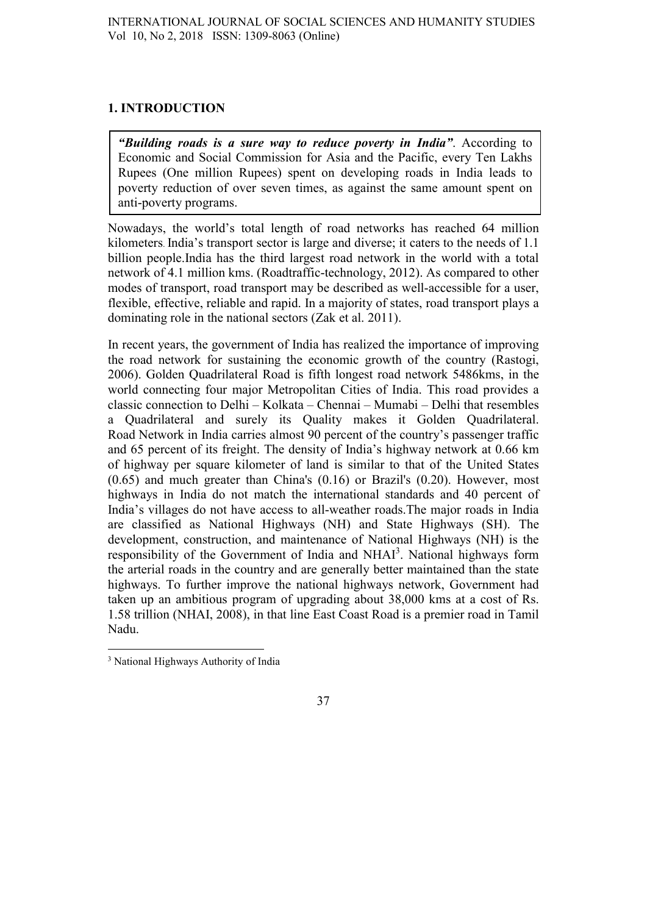## 1. INTRODUCTION

***"Building roads is a sure way to reduce poverty in India"***. According to Economic and Social Commission for Asia and the Pacific, every Ten Lakhs Rupees (One million Rupees) spent on developing roads in India leads to poverty reduction of over seven times, as against the same amount spent on anti-poverty programs.

Nowadays, the world's total length of road networks has reached 64 million kilometers. India's transport sector is large and diverse; it caters to the needs of 1.1 billion people.India has the third largest road network in the world with a total network of 4.1 million kms. (Roadtraffic-technology, 2012). As compared to other modes of transport, road transport may be described as well-accessible for a user, flexible, effective, reliable and rapid. In a majority of states, road transport plays a dominating role in the national sectors (Zak et al. 2011).

In recent years, the government of India has realized the importance of improving the road network for sustaining the economic growth of the country (Rastogi, 2006). Golden Quadrilateral Road is fifth longest road network 5486kms, in the world connecting four major Metropolitan Cities of India. This road provides a classic connection to Delhi – Kolkata – Chennai – Mumabi – Delhi that resembles a Quadrilateral and surely its Quality makes it Golden Quadrilateral. Road Network in India carries almost 90 percent of the country's passenger traffic and 65 percent of its freight. The density of India's highway network at 0.66 km of highway per square kilometer of land is similar to that of the United States (0.65) and much greater than China's (0.16) or Brazil's (0.20). However, most highways in India do not match the international standards and 40 percent of India's villages do not have access to all-weather roads.The major roads in India are classified as National Highways (NH) and State Highways (SH). The development, construction, and maintenance of National Highways (NH) is the responsibility of the Government of India and NHAI[3]. National highways form the arterial roads in the country and are generally better maintained than the state highways. To further improve the national highways network, Government had taken up an ambitious program of upgrading about 38,000 kms at a cost of Rs. 1.58 trillion (NHAI, 2008), in that line East Coast Road is a premier road in Tamil Nadu.

[3] National Highways Authority of India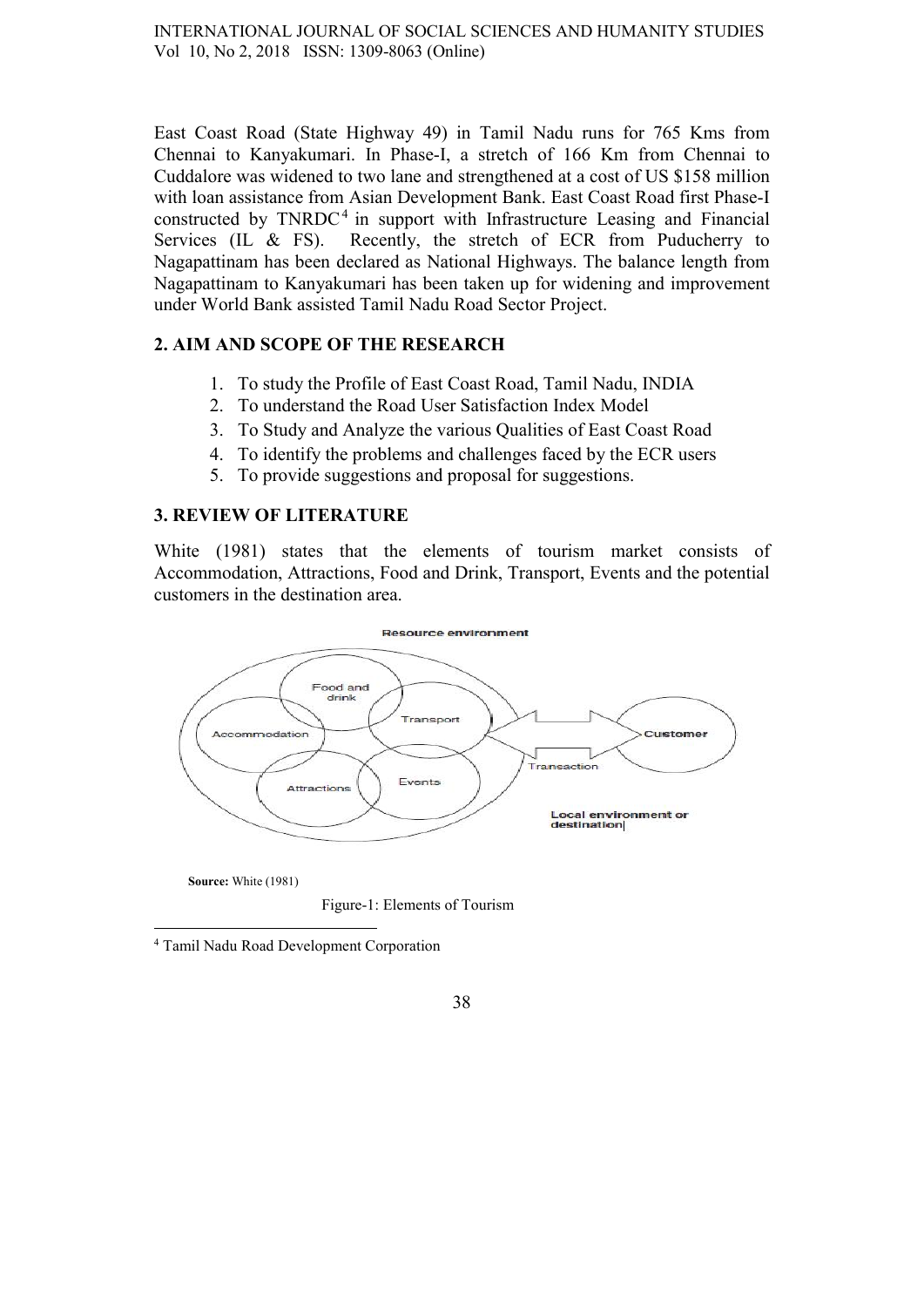East Coast Road (State Highway 49) in Tamil Nadu runs for 765 Kms from Chennai to Kanyakumari. In Phase-I, a stretch of 166 Km from Chennai to Cuddalore was widened to two lane and strengthened at a cost of US $158 million with loan assistance from Asian Development Bank. East Coast Road first Phase-I constructed by TNRDC[4] in support with Infrastructure Leasing and Financial Services (IL & FS). Recently, the stretch of ECR from Puducherry to Nagapattinam has been declared as National Highways. The balance length from Nagapattinam to Kanyakumari has been taken up for widening and improvement under World Bank assisted Tamil Nadu Road Sector Project.

## 2. AIM AND SCOPE OF THE RESEARCH

1. To study the Profile of East Coast Road, Tamil Nadu, INDIA
2. To understand the Road User Satisfaction Index Model
3. To Study and Analyze the various Qualities of East Coast Road
4. To identify the problems and challenges faced by the ECR users
5. To provide suggestions and proposal for suggestions.

## 3. REVIEW OF LITERATURE

White (1981) states that the elements of tourism market consists of Accommodation, Attractions, Food and Drink, Transport, Events and the potential customers in the destination area.

Resource environment

Food and drink | Transport | Accommodation | Events | Attractions | Transaction | Customer | Local environment or destination

**Source:** White (1981)

Figure-1: Elements of Tourism

[4] Tamil Nadu Road Development Corporation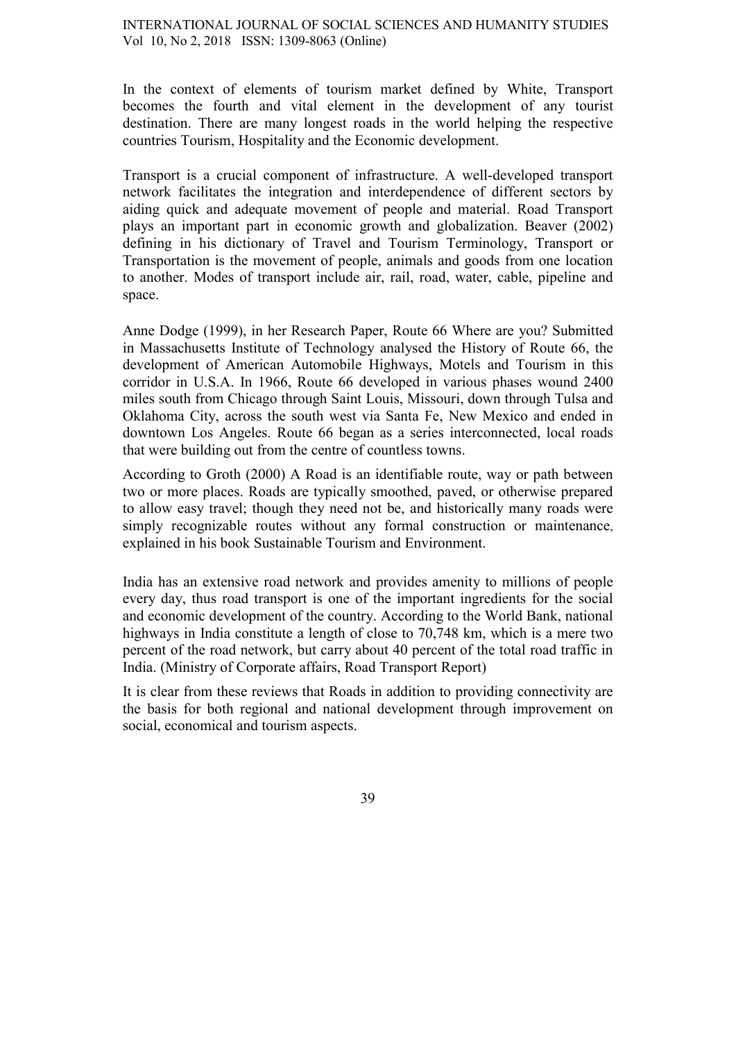In the context of elements of tourism market defined by White, Transport becomes the fourth and vital element in the development of any tourist destination. There are many longest roads in the world helping the respective countries Tourism, Hospitality and the Economic development.

Transport is a crucial component of infrastructure. A well-developed transport network facilitates the integration and interdependence of different sectors by aiding quick and adequate movement of people and material. Road Transport plays an important part in economic growth and globalization. Beaver (2002) defining in his dictionary of Travel and Tourism Terminology, Transport or Transportation is the movement of people, animals and goods from one location to another. Modes of transport include air, rail, road, water, cable, pipeline and space.

Anne Dodge (1999), in her Research Paper, Route 66 Where are you? Submitted in Massachusetts Institute of Technology analysed the History of Route 66, the development of American Automobile Highways, Motels and Tourism in this corridor in U.S.A. In 1966, Route 66 developed in various phases wound 2400 miles south from Chicago through Saint Louis, Missouri, down through Tulsa and Oklahoma City, across the south west via Santa Fe, New Mexico and ended in downtown Los Angeles. Route 66 began as a series interconnected, local roads that were building out from the centre of countless towns.

According to Groth (2000) A Road is an identifiable route, way or path between two or more places. Roads are typically smoothed, paved, or otherwise prepared to allow easy travel; though they need not be, and historically many roads were simply recognizable routes without any formal construction or maintenance, explained in his book Sustainable Tourism and Environment.

India has an extensive road network and provides amenity to millions of people every day, thus road transport is one of the important ingredients for the social and economic development of the country. According to the World Bank, national highways in India constitute a length of close to 70,748 km, which is a mere two percent of the road network, but carry about 40 percent of the total road traffic in India. (Ministry of Corporate affairs, Road Transport Report)

It is clear from these reviews that Roads in addition to providing connectivity are the basis for both regional and national development through improvement on social, economical and tourism aspects.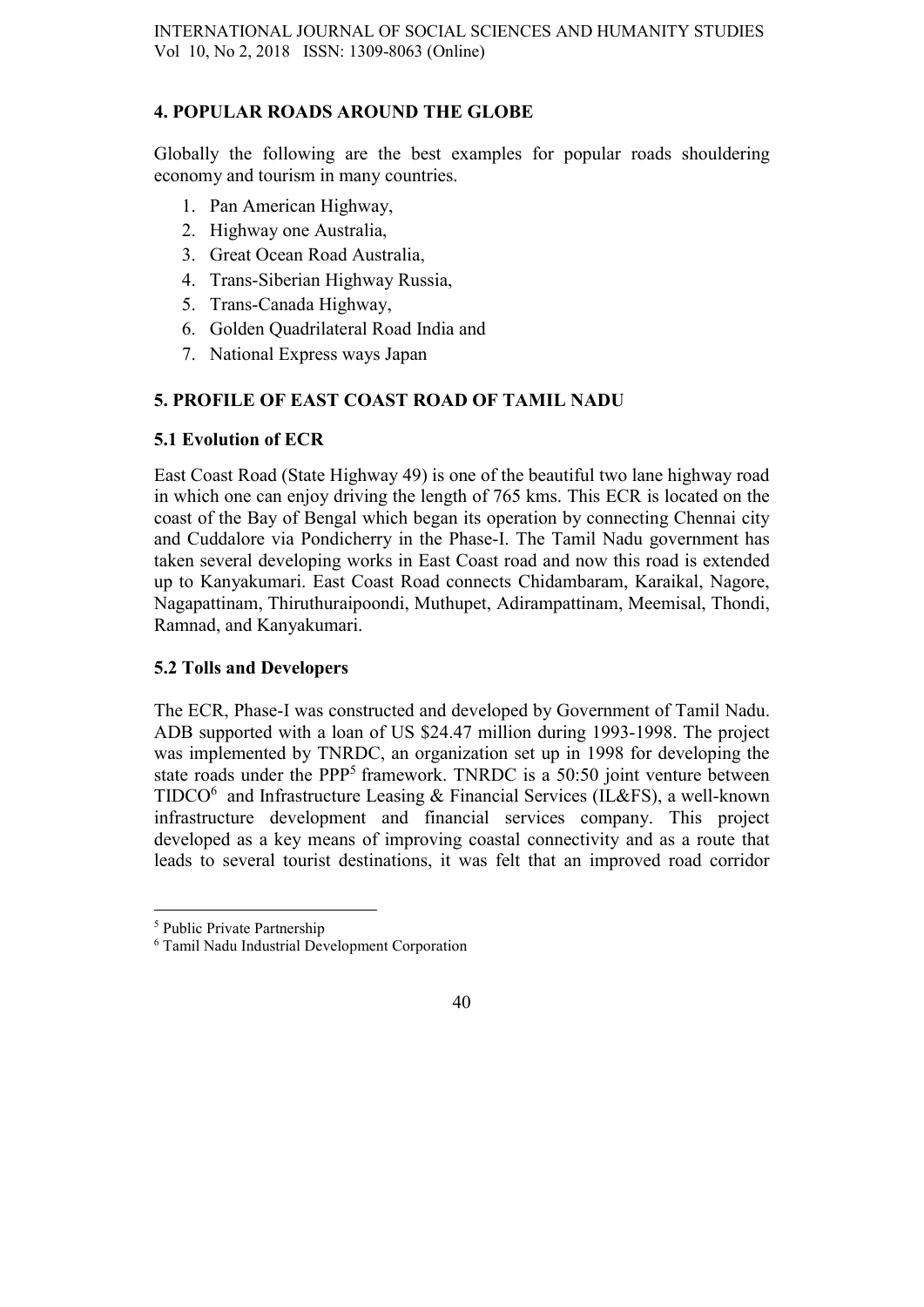## 4. POPULAR ROADS AROUND THE GLOBE

Globally the following are the best examples for popular roads shouldering economy and tourism in many countries.

1. Pan American Highway,
2. Highway one Australia,
3. Great Ocean Road Australia,
4. Trans-Siberian Highway Russia,
5. Trans-Canada Highway,
6. Golden Quadrilateral Road India and
7. National Express ways Japan

## 5. PROFILE OF EAST COAST ROAD OF TAMIL NADU

### 5.1 Evolution of ECR

East Coast Road (State Highway 49) is one of the beautiful two lane highway road in which one can enjoy driving the length of 765 kms. This ECR is located on the coast of the Bay of Bengal which began its operation by connecting Chennai city and Cuddalore via Pondicherry in the Phase-I. The Tamil Nadu government has taken several developing works in East Coast road and now this road is extended up to Kanyakumari. East Coast Road connects Chidambaram, Karaikal, Nagore, Nagapattinam, Thiruthuraipoondi, Muthupet, Adirampattinam, Meemisal, Thondi, Ramnad, and Kanyakumari.

### 5.2 Tolls and Developers

The ECR, Phase-I was constructed and developed by Government of Tamil Nadu. ADB supported with a loan of US $24.47 million during 1993-1998. The project was implemented by TNRDC, an organization set up in 1998 for developing the state roads under the PPP[5] framework. TNRDC is a 50:50 joint venture between TIDCO[6] and Infrastructure Leasing & Financial Services (IL&FS), a well-known infrastructure development and financial services company. This project developed as a key means of improving coastal connectivity and as a route that leads to several tourist destinations, it was felt that an improved road corridor

[5] Public Private Partnership

[6] Tamil Nadu Industrial Development Corporation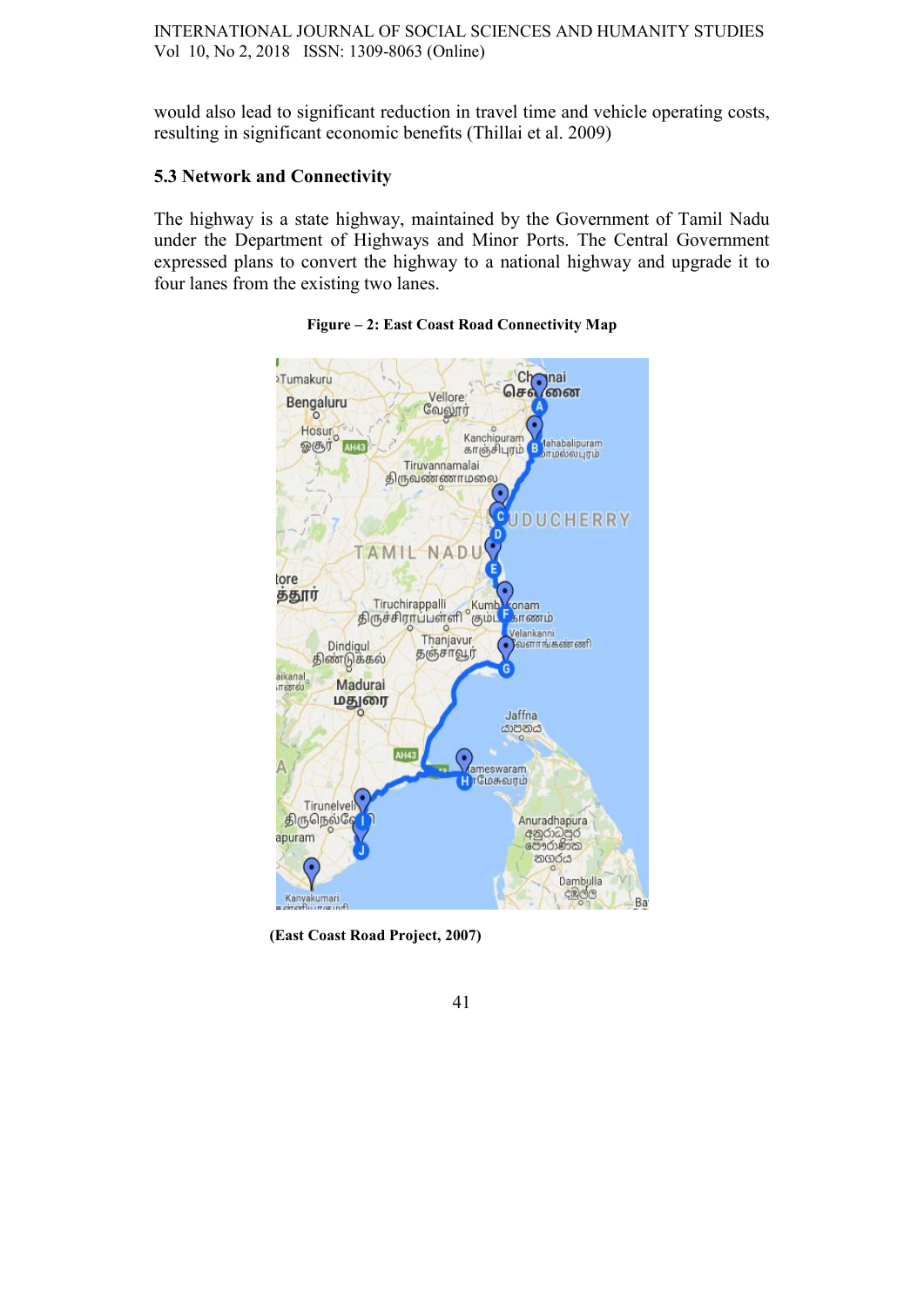would also lead to significant reduction in travel time and vehicle operating costs, resulting in significant economic benefits (Thillai et al. 2009)

### 5.3 Network and Connectivity

The highway is a state highway, maintained by the Government of Tamil Nadu under the Department of Highways and Minor Ports. The Central Government expressed plans to convert the highway to a national highway and upgrade it to four lanes from the existing two lanes.

**Figure – 2: East Coast Road Connectivity Map**

**(East Coast Road Project, 2007)**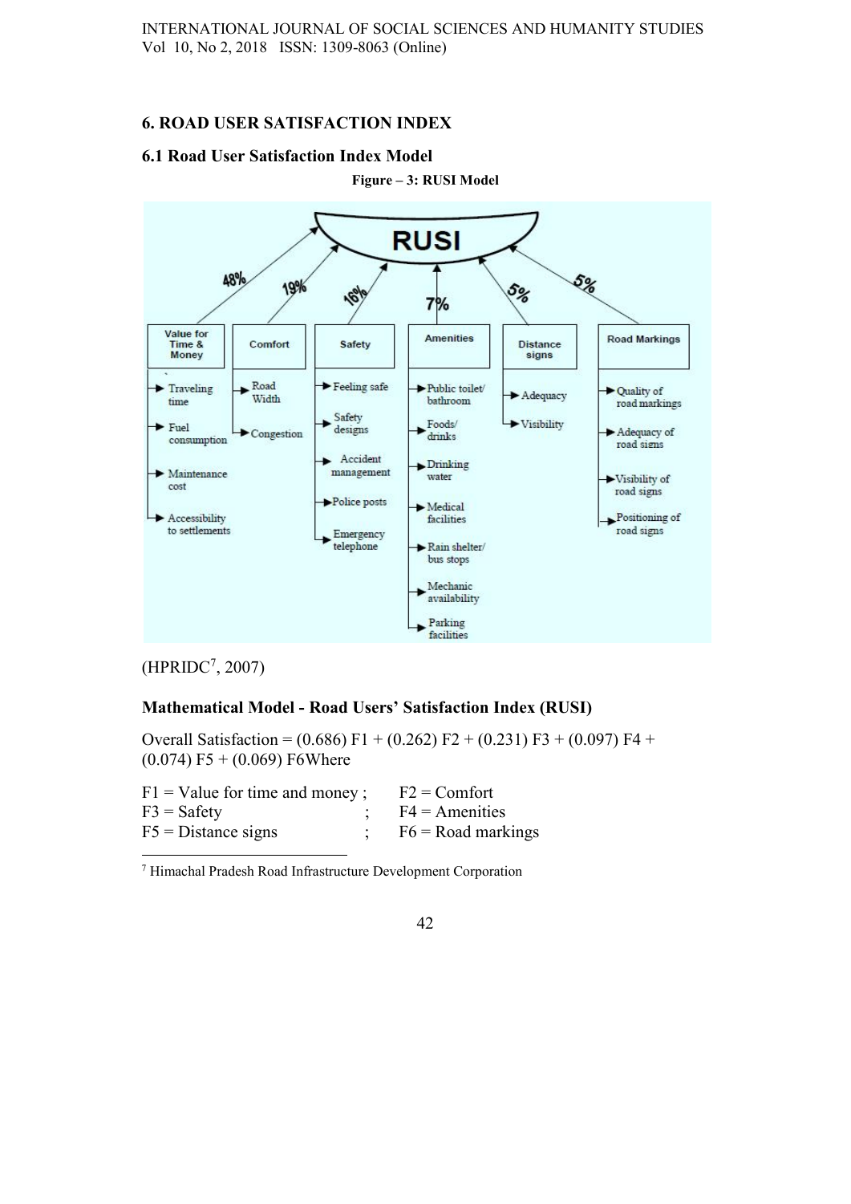## 6. ROAD USER SATISFACTION INDEX

### 6.1 Road User Satisfaction Index Model

**Figure – 3: RUSI Model**

**RUSI**

- **Value for Time & Money** (48%)
  - Traveling time
  - Fuel consumption
  - Maintenance cost
  - Accessibility to settlements
- **Comfort** (19%)
  - Road Width
  - Congestion
- **Safety** (16%)
  - Feeling safe
  - Safety designs
  - Accident management
  - Police posts
  - Emergency telephone
- **Amenities** (7%)
  - Public toilet/ bathroom
  - Foods/ drinks
  - Drinking water
  - Medical facilities
  - Rain shelter/ bus stops
  - Mechanic availability
  - Parking facilities
- **Distance signs** (5%)
  - Adequacy
  - Visibility
- **Road Markings** (5%)
  - Quality of road markings
  - Adequacy of road signs
  - Visibility of road signs
  - Positioning of road signs

(HPRIDC[7], 2007)

### Mathematical Model - Road Users' Satisfaction Index (RUSI)

Overall Satisfaction = (0.686) F1 + (0.262) F2 + (0.231) F3 + (0.097) F4 + (0.074) F5 + (0.069) F6Where

F1 = Value for time and money ; F2 = Comfort
F3 = Safety ; F4 = Amenities
F5 = Distance signs ; F6 = Road markings

[7] Himachal Pradesh Road Infrastructure Development Corporation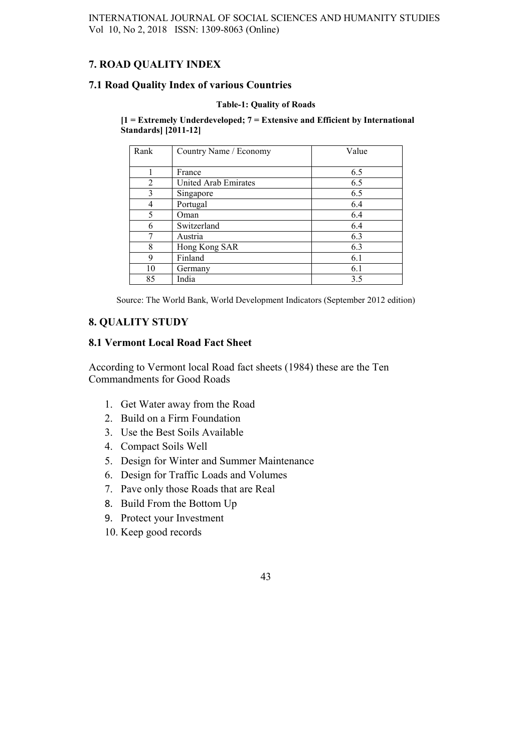## 7. ROAD QUALITY INDEX

### 7.1 Road Quality Index of various Countries

**Table-1: Quality of Roads**

**[1 = Extremely Underdeveloped; 7 = Extensive and Efficient by International Standards] [2011-12]**

| Rank | Country Name / Economy | Value |
|---|---|---|
| 1 | France | 6.5 |
| 2 | United Arab Emirates | 6.5 |
| 3 | Singapore | 6.5 |
| 4 | Portugal | 6.4 |
| 5 | Oman | 6.4 |
| 6 | Switzerland | 6.4 |
| 7 | Austria | 6.3 |
| 8 | Hong Kong SAR | 6.3 |
| 9 | Finland | 6.1 |
| 10 | Germany | 6.1 |
| 85 | India | 3.5 |

Source: The World Bank, World Development Indicators (September 2012 edition)

## 8. QUALITY STUDY

### 8.1 Vermont Local Road Fact Sheet

According to Vermont local Road fact sheets (1984) these are the Ten Commandments for Good Roads

1. Get Water away from the Road
2. Build on a Firm Foundation
3. Use the Best Soils Available
4. Compact Soils Well
5. Design for Winter and Summer Maintenance
6. Design for Traffic Loads and Volumes
7. Pave only those Roads that are Real
8. Build From the Bottom Up
9. Protect your Investment
10. Keep good records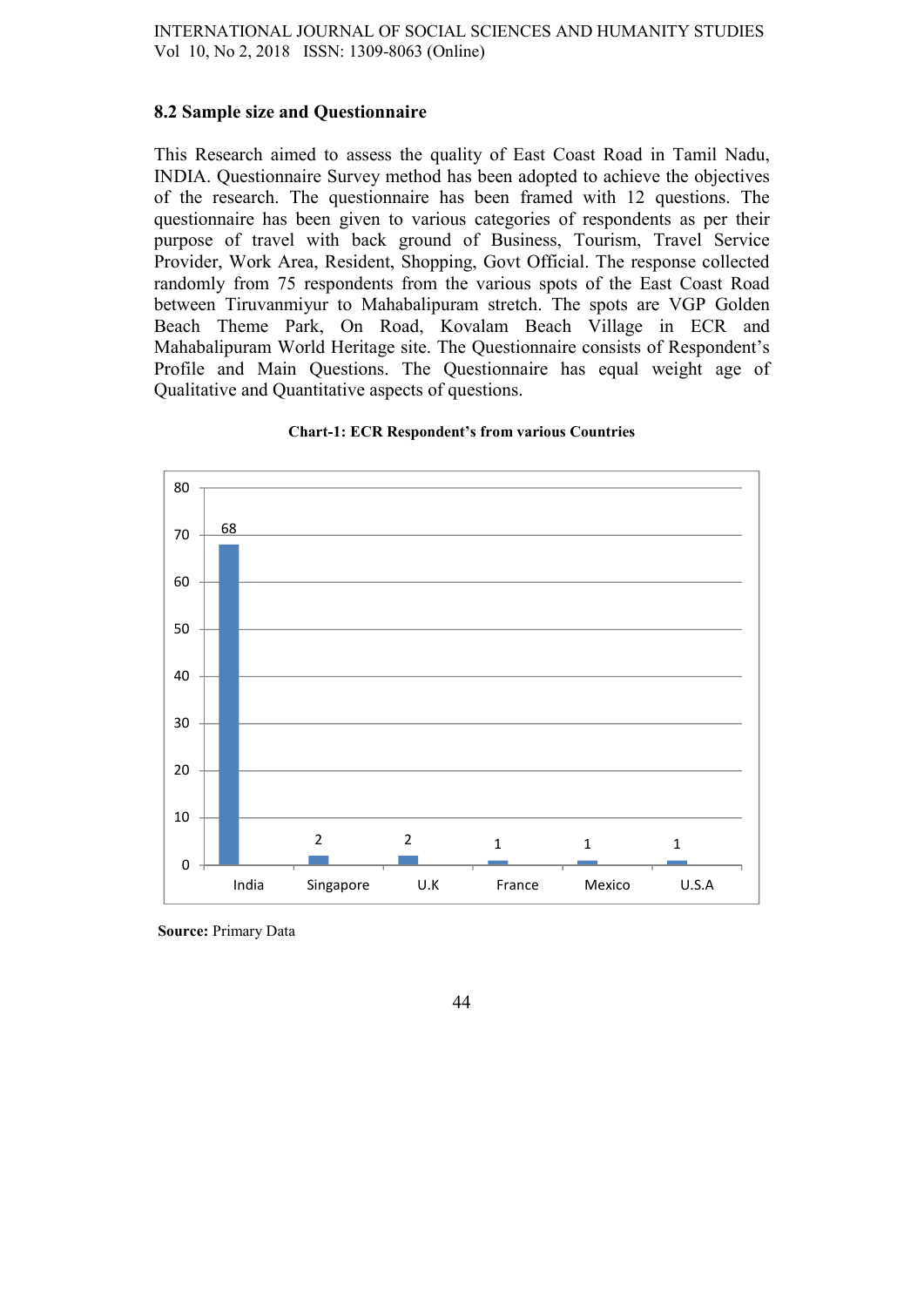### 8.2 Sample size and Questionnaire

This Research aimed to assess the quality of East Coast Road in Tamil Nadu, INDIA. Questionnaire Survey method has been adopted to achieve the objectives of the research. The questionnaire has been framed with 12 questions. The questionnaire has been given to various categories of respondents as per their purpose of travel with back ground of Business, Tourism, Travel Service Provider, Work Area, Resident, Shopping, Govt Official. The response collected randomly from 75 respondents from the various spots of the East Coast Road between Tiruvanmiyur to Mahabalipuram stretch. The spots are VGP Golden Beach Theme Park, On Road, Kovalam Beach Village in ECR and Mahabalipuram World Heritage site. The Questionnaire consists of Respondent's Profile and Main Questions. The Questionnaire has equal weight age of Qualitative and Quantitative aspects of questions.

**Chart-1: ECR Respondent's from various Countries**

| Country | Respondents |
|---|---|
| India | 68 |
| Singapore | 2 |
| U.K | 2 |
| France | 1 |
| Mexico | 1 |
| U.S.A | 1 |

**Source:** Primary Data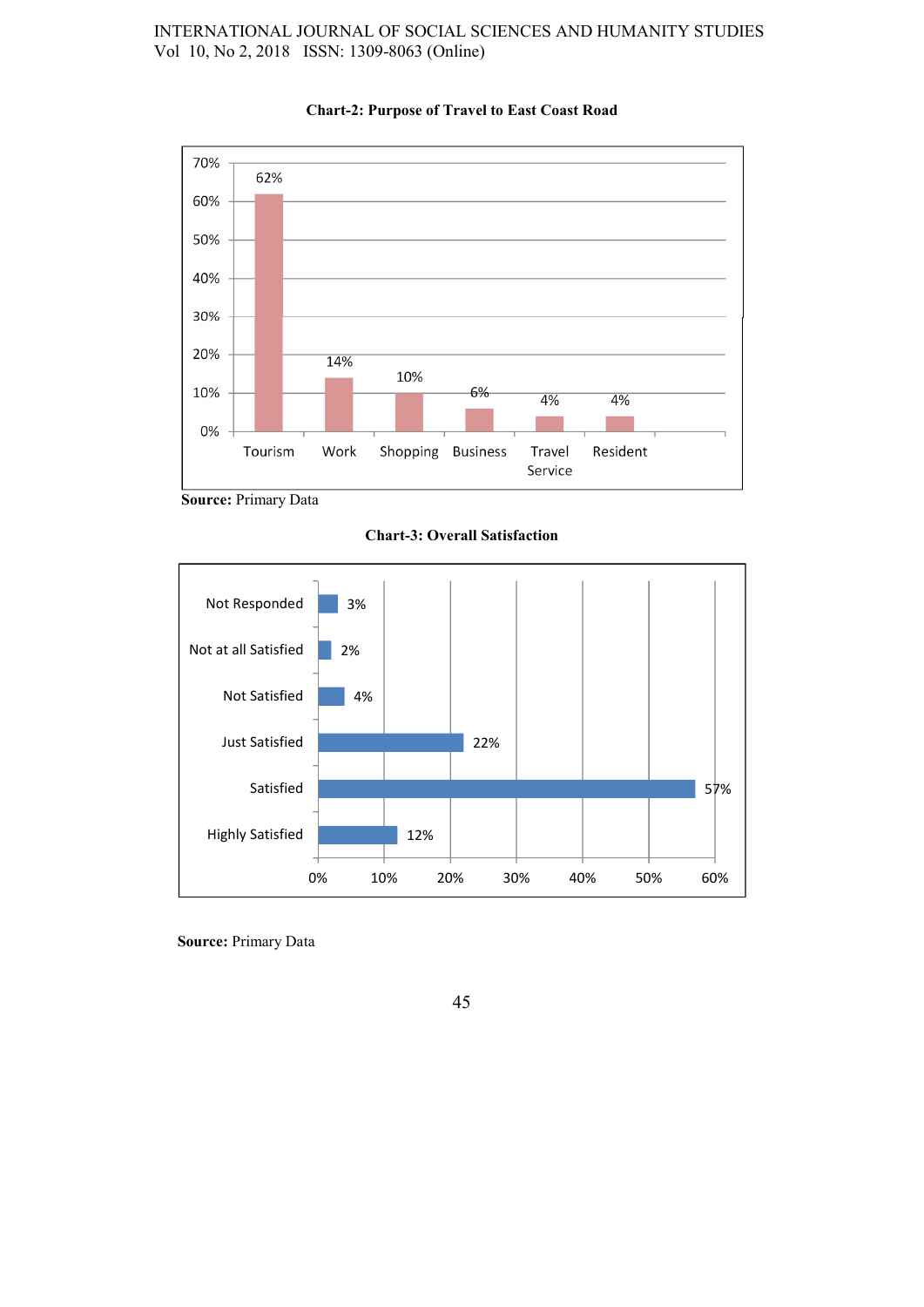**Chart-2: Purpose of Travel to East Coast Road**

| Purpose | Percentage |
|---|---|
| Tourism | 62% |
| Work | 14% |
| Shopping | 10% |
| Business | 6% |
| Travel Service | 4% |
| Resident | 4% |

**Source:** Primary Data

**Chart-3: Overall Satisfaction**

| Response | Percentage |
|---|---|
| Not Responded | 3% |
| Not at all Satisfied | 2% |
| Not Satisfied | 4% |
| Just Satisfied | 22% |
| Satisfied | 57% |
| Highly Satisfied | 12% |

**Source:** Primary Data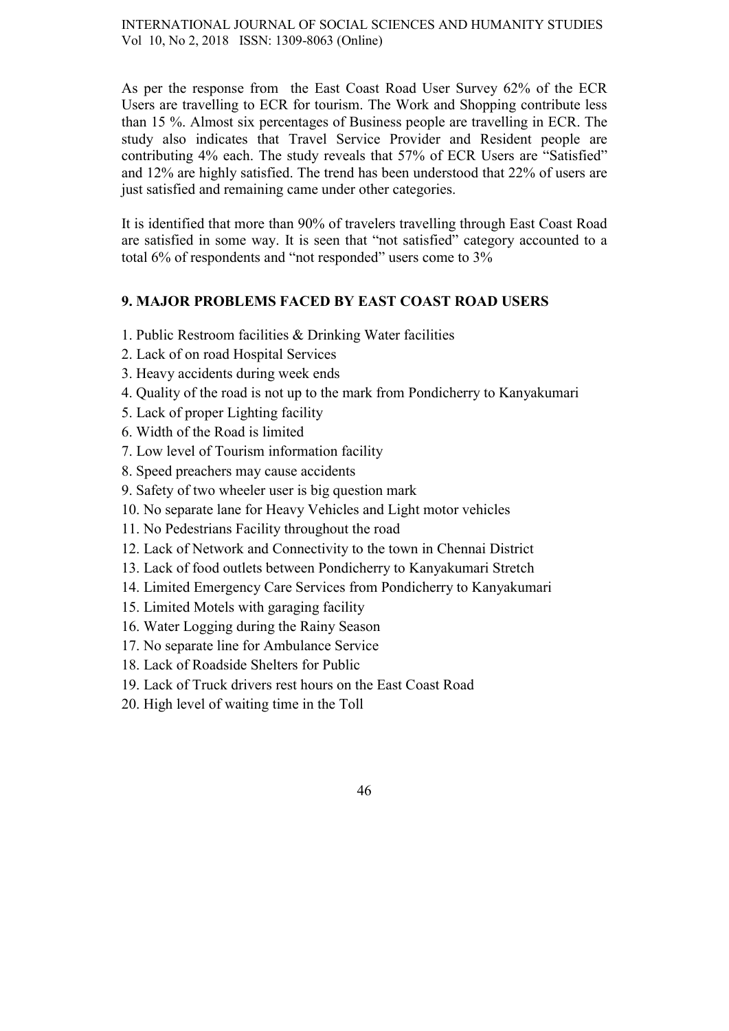As per the response from the East Coast Road User Survey 62% of the ECR Users are travelling to ECR for tourism. The Work and Shopping contribute less than 15 %. Almost six percentages of Business people are travelling in ECR. The study also indicates that Travel Service Provider and Resident people are contributing 4% each. The study reveals that 57% of ECR Users are "Satisfied" and 12% are highly satisfied. The trend has been understood that 22% of users are just satisfied and remaining came under other categories.

It is identified that more than 90% of travelers travelling through East Coast Road are satisfied in some way. It is seen that "not satisfied" category accounted to a total 6% of respondents and "not responded" users come to 3%

## 9. MAJOR PROBLEMS FACED BY EAST COAST ROAD USERS

1. Public Restroom facilities & Drinking Water facilities
2. Lack of on road Hospital Services
3. Heavy accidents during week ends
4. Quality of the road is not up to the mark from Pondicherry to Kanyakumari
5. Lack of proper Lighting facility
6. Width of the Road is limited
7. Low level of Tourism information facility
8. Speed preachers may cause accidents
9. Safety of two wheeler user is big question mark
10. No separate lane for Heavy Vehicles and Light motor vehicles
11. No Pedestrians Facility throughout the road
12. Lack of Network and Connectivity to the town in Chennai District
13. Lack of food outlets between Pondicherry to Kanyakumari Stretch
14. Limited Emergency Care Services from Pondicherry to Kanyakumari
15. Limited Motels with garaging facility
16. Water Logging during the Rainy Season
17. No separate line for Ambulance Service
18. Lack of Roadside Shelters for Public
19. Lack of Truck drivers rest hours on the East Coast Road
20. High level of waiting time in the Toll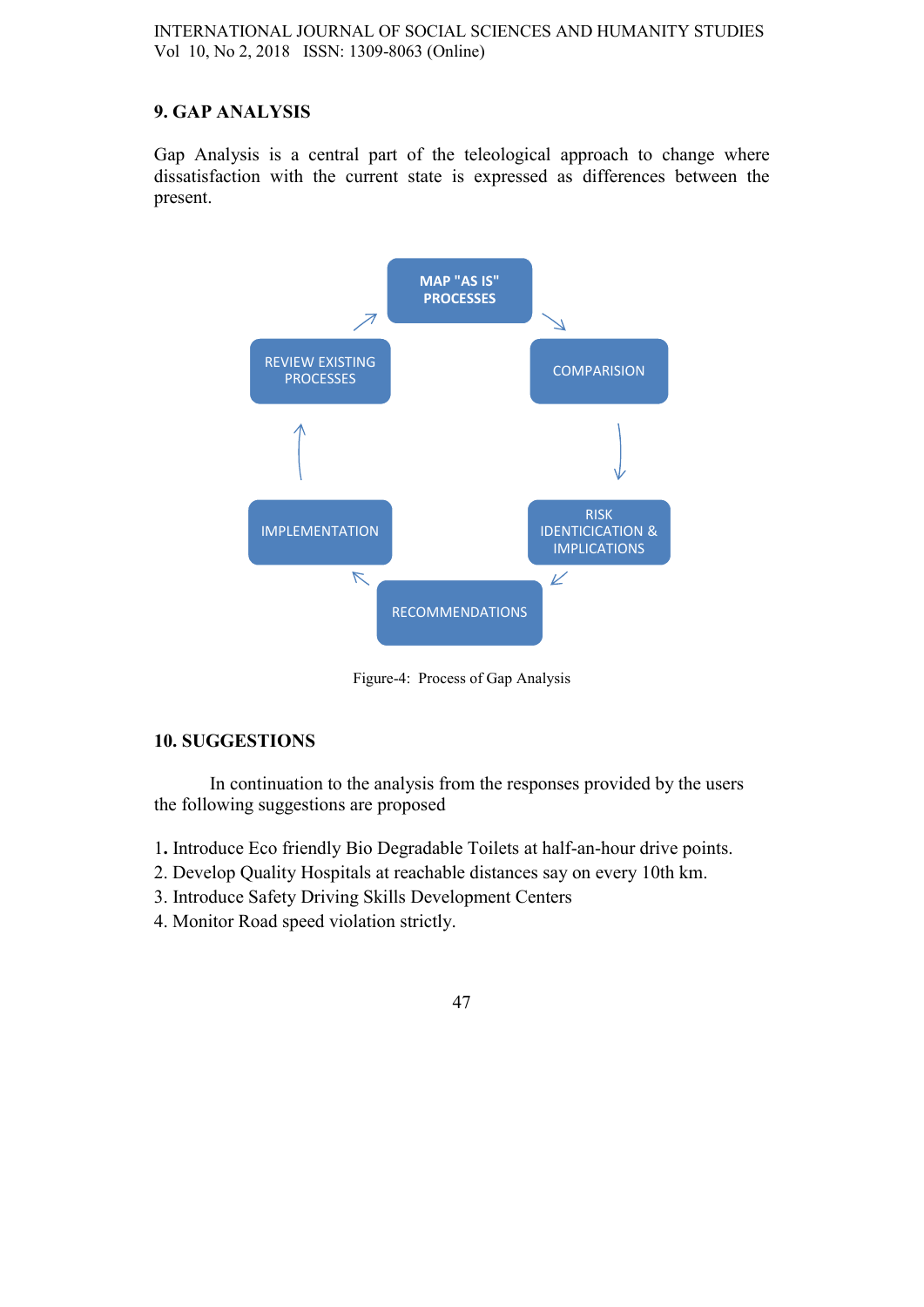## 9. GAP ANALYSIS

Gap Analysis is a central part of the teleological approach to change where dissatisfaction with the current state is expressed as differences between the present.

MAP "AS IS" PROCESSES → COMPARISION → RISK IDENTICICATION & IMPLICATIONS → RECOMMENDATIONS → IMPLEMENTATION → REVIEW EXISTING PROCESSES → MAP "AS IS" PROCESSES

Figure-4: Process of Gap Analysis

## 10. SUGGESTIONS

In continuation to the analysis from the responses provided by the users the following suggestions are proposed

1. Introduce Eco friendly Bio Degradable Toilets at half-an-hour drive points.
2. Develop Quality Hospitals at reachable distances say on every 10th km.
3. Introduce Safety Driving Skills Development Centers
4. Monitor Road speed violation strictly.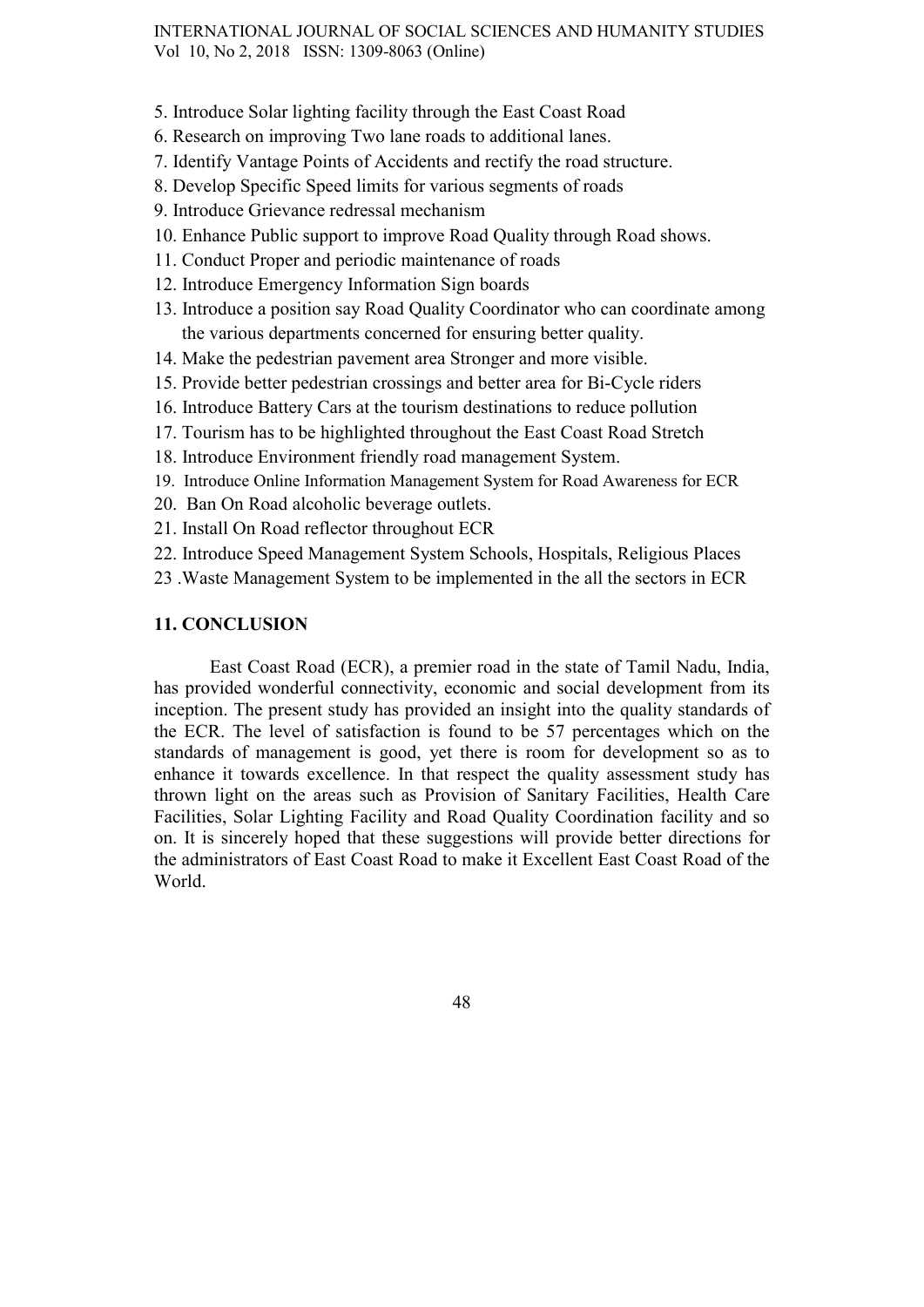5. Introduce Solar lighting facility through the East Coast Road
6. Research on improving Two lane roads to additional lanes.
7. Identify Vantage Points of Accidents and rectify the road structure.
8. Develop Specific Speed limits for various segments of roads
9. Introduce Grievance redressal mechanism
10. Enhance Public support to improve Road Quality through Road shows.
11. Conduct Proper and periodic maintenance of roads
12. Introduce Emergency Information Sign boards
13. Introduce a position say Road Quality Coordinator who can coordinate among the various departments concerned for ensuring better quality.
14. Make the pedestrian pavement area Stronger and more visible.
15. Provide better pedestrian crossings and better area for Bi-Cycle riders
16. Introduce Battery Cars at the tourism destinations to reduce pollution
17. Tourism has to be highlighted throughout the East Coast Road Stretch
18. Introduce Environment friendly road management System.
19. Introduce Online Information Management System for Road Awareness for ECR
20. Ban On Road alcoholic beverage outlets.
21. Install On Road reflector throughout ECR
22. Introduce Speed Management System Schools, Hospitals, Religious Places
23. Waste Management System to be implemented in the all the sectors in ECR

## 11. CONCLUSION

East Coast Road (ECR), a premier road in the state of Tamil Nadu, India, has provided wonderful connectivity, economic and social development from its inception. The present study has provided an insight into the quality standards of the ECR. The level of satisfaction is found to be 57 percentages which on the standards of management is good, yet there is room for development so as to enhance it towards excellence. In that respect the quality assessment study has thrown light on the areas such as Provision of Sanitary Facilities, Health Care Facilities, Solar Lighting Facility and Road Quality Coordination facility and so on. It is sincerely hoped that these suggestions will provide better directions for the administrators of East Coast Road to make it Excellent East Coast Road of the World.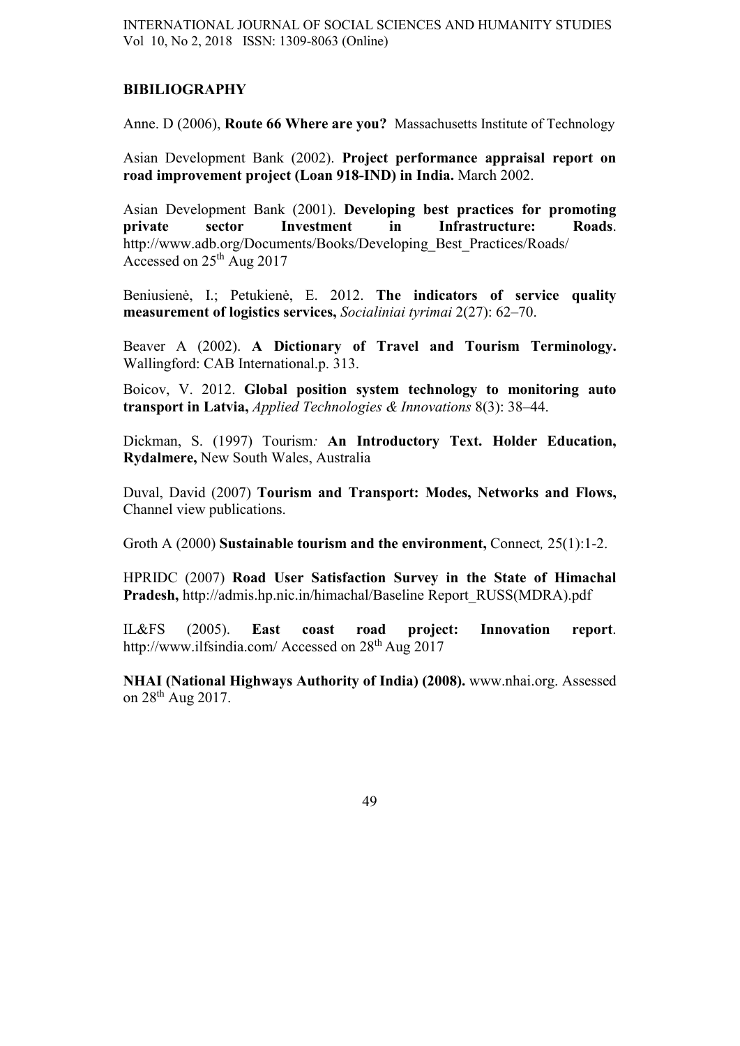## BIBILIOGRAPHY

Anne. D (2006), **Route 66 Where are you?** Massachusetts Institute of Technology

Asian Development Bank (2002). **Project performance appraisal report on road improvement project (Loan 918-IND) in India.** March 2002.

Asian Development Bank (2001). **Developing best practices for promoting private sector Investment in Infrastructure: Roads**. http://www.adb.org/Documents/Books/Developing_Best_Practices/Roads/ Accessed on 25th Aug 2017

Beniusienė, I.; Petukienė, E. 2012. **The indicators of service quality measurement of logistics services,** *Socialiniai tyrimai* 2(27): 62–70.

Beaver A (2002). **A Dictionary of Travel and Tourism Terminology.** Wallingford: CAB International.p. 313.

Boicov, V. 2012. **Global position system technology to monitoring auto transport in Latvia,** *Applied Technologies & Innovations* 8(3): 38–44.

Dickman, S. (1997) Tourism*:* **An Introductory Text. Holder Education, Rydalmere,** New South Wales, Australia

Duval, David (2007) **Tourism and Transport: Modes, Networks and Flows,** Channel view publications.

Groth A (2000) **Sustainable tourism and the environment,** Connect*,* 25(1):1-2.

HPRIDC (2007) **Road User Satisfaction Survey in the State of Himachal Pradesh,** http://admis.hp.nic.in/himachal/Baseline Report_RUSS(MDRA).pdf

IL&FS (2005). **East coast road project: Innovation report**. http://www.ilfsindia.com/ Accessed on 28th Aug 2017

**NHAI (National Highways Authority of India) (2008).** www.nhai.org. Assessed on 28th Aug 2017.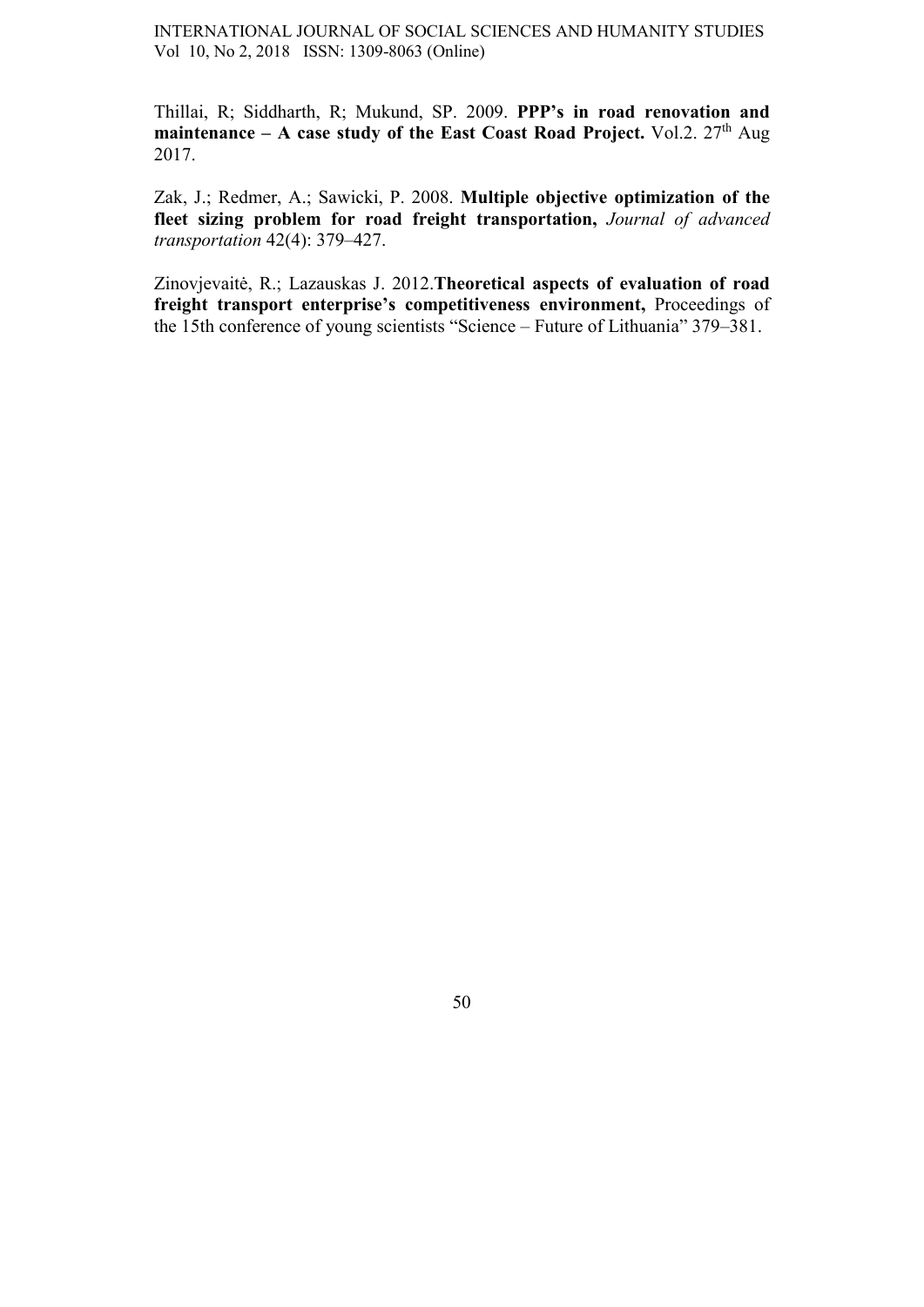Thillai, R; Siddharth, R; Mukund, SP. 2009. **PPP's in road renovation and maintenance – A case study of the East Coast Road Project.** Vol.2. 27th Aug 2017.

Zak, J.; Redmer, A.; Sawicki, P. 2008. **Multiple objective optimization of the fleet sizing problem for road freight transportation,** *Journal of advanced transportation* 42(4): 379–427.

Zinovjevaitė, R.; Lazauskas J. 2012.**Theoretical aspects of evaluation of road freight transport enterprise's competitiveness environment,** Proceedings of the 15th conference of young scientists "Science – Future of Lithuania" 379–381.